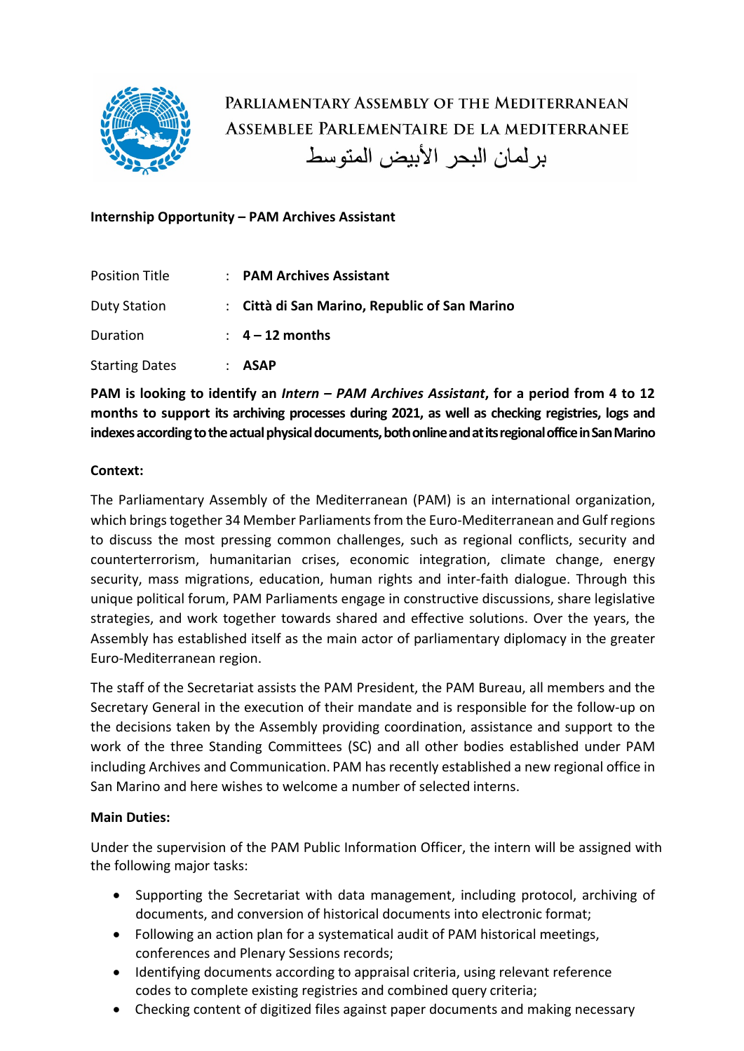PARLIAMENTARY ASSEMBLY OF THE MEDITERRANEAN
ASSEMBLEE PARLEMENTAIRE DE LA MEDITERRANEE
برلمان البحر الأبيض المتوسط

**Internship Opportunity – PAM Archives Assistant**

| Position Title | : | **PAM Archives Assistant** |
|---|---|---|
| Duty Station | : | **Città di San Marino, Republic of San Marino** |
| Duration | : | **4 – 12 months** |
| Starting Dates | : | **ASAP** |

**PAM is looking to identify an *Intern – PAM Archives Assistant*, for a period from 4 to 12 months to support its archiving processes during 2021, as well as checking registries, logs and indexes according to the actual physical documents, both online and at its regional office in San Marino**

**Context:**

The Parliamentary Assembly of the Mediterranean (PAM) is an international organization, which brings together 34 Member Parliaments from the Euro-Mediterranean and Gulf regions to discuss the most pressing common challenges, such as regional conflicts, security and counterterrorism, humanitarian crises, economic integration, climate change, energy security, mass migrations, education, human rights and inter-faith dialogue. Through this unique political forum, PAM Parliaments engage in constructive discussions, share legislative strategies, and work together towards shared and effective solutions. Over the years, the Assembly has established itself as the main actor of parliamentary diplomacy in the greater Euro-Mediterranean region.

The staff of the Secretariat assists the PAM President, the PAM Bureau, all members and the Secretary General in the execution of their mandate and is responsible for the follow-up on the decisions taken by the Assembly providing coordination, assistance and support to the work of the three Standing Committees (SC) and all other bodies established under PAM including Archives and Communication. PAM has recently established a new regional office in San Marino and here wishes to welcome a number of selected interns.

**Main Duties:**

Under the supervision of the PAM Public Information Officer, the intern will be assigned with the following major tasks:

- Supporting the Secretariat with data management, including protocol, archiving of documents, and conversion of historical documents into electronic format;
- Following an action plan for a systematical audit of PAM historical meetings, conferences and Plenary Sessions records;
- Identifying documents according to appraisal criteria, using relevant reference codes to complete existing registries and combined query criteria;
- Checking content of digitized files against paper documents and making necessary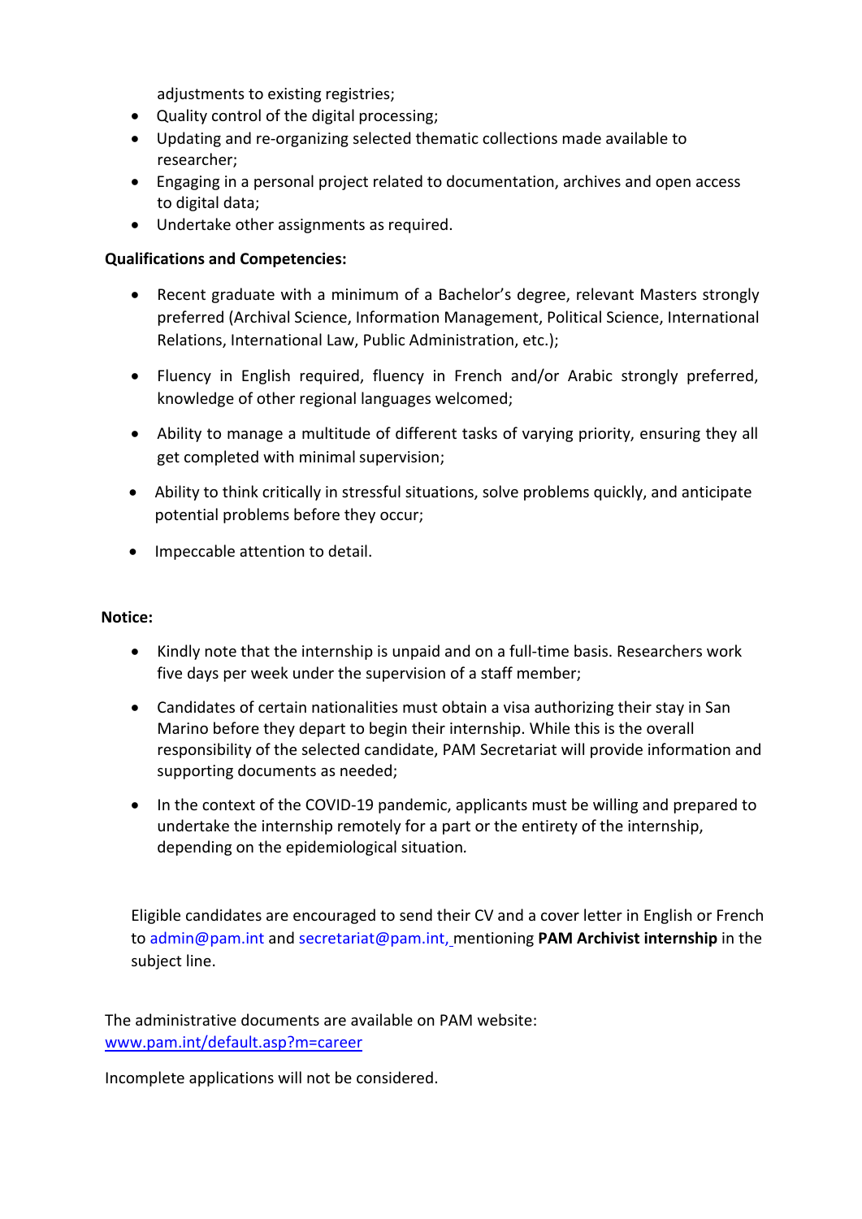adjustments to existing registries;

- Quality control of the digital processing;
- Updating and re-organizing selected thematic collections made available to researcher;
- Engaging in a personal project related to documentation, archives and open access to digital data;
- Undertake other assignments as required.

**Qualifications and Competencies:**

- Recent graduate with a minimum of a Bachelor's degree, relevant Masters strongly preferred (Archival Science, Information Management, Political Science, International Relations, International Law, Public Administration, etc.);
- Fluency in English required, fluency in French and/or Arabic strongly preferred, knowledge of other regional languages welcomed;
- Ability to manage a multitude of different tasks of varying priority, ensuring they all get completed with minimal supervision;
- Ability to think critically in stressful situations, solve problems quickly, and anticipate potential problems before they occur;
- Impeccable attention to detail.

**Notice:**

- Kindly note that the internship is unpaid and on a full-time basis. Researchers work five days per week under the supervision of a staff member;
- Candidates of certain nationalities must obtain a visa authorizing their stay in San Marino before they depart to begin their internship. While this is the overall responsibility of the selected candidate, PAM Secretariat will provide information and supporting documents as needed;
- In the context of the COVID-19 pandemic, applicants must be willing and prepared to undertake the internship remotely for a part or the entirety of the internship, depending on the epidemiological situation.

Eligible candidates are encouraged to send their CV and a cover letter in English or French to admin@pam.int and secretariat@pam.int, mentioning **PAM Archivist internship** in the subject line.

The administrative documents are available on PAM website:
www.pam.int/default.asp?m=career

Incomplete applications will not be considered.